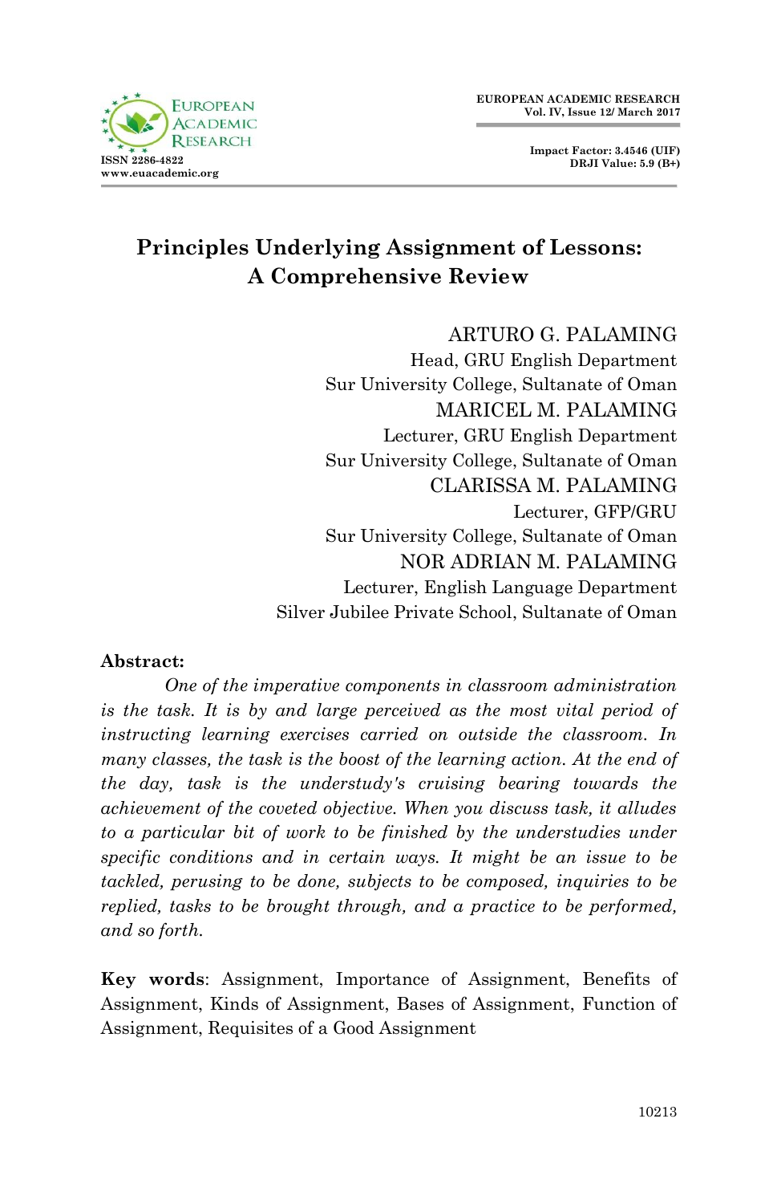# Principles Underlying Assignment of Lessons: A Comprehensive Review

ARTURO G. PALAMING
Head, GRU English Department
Sur University College, Sultanate of Oman

MARICEL M. PALAMING
Lecturer, GRU English Department
Sur University College, Sultanate of Oman

CLARISSA M. PALAMING
Lecturer, GFP/GRU
Sur University College, Sultanate of Oman

NOR ADRIAN M. PALAMING
Lecturer, English Language Department
Silver Jubilee Private School, Sultanate of Oman

**Abstract:**

*One of the imperative components in classroom administration is the task. It is by and large perceived as the most vital period of instructing learning exercises carried on outside the classroom. In many classes, the task is the boost of the learning action. At the end of the day, task is the understudy's cruising bearing towards the achievement of the coveted objective. When you discuss task, it alludes to a particular bit of work to be finished by the understudies under specific conditions and in certain ways. It might be an issue to be tackled, perusing to be done, subjects to be composed, inquiries to be replied, tasks to be brought through, and a practice to be performed, and so forth.*

**Key words**: Assignment, Importance of Assignment, Benefits of Assignment, Kinds of Assignment, Bases of Assignment, Function of Assignment, Requisites of a Good Assignment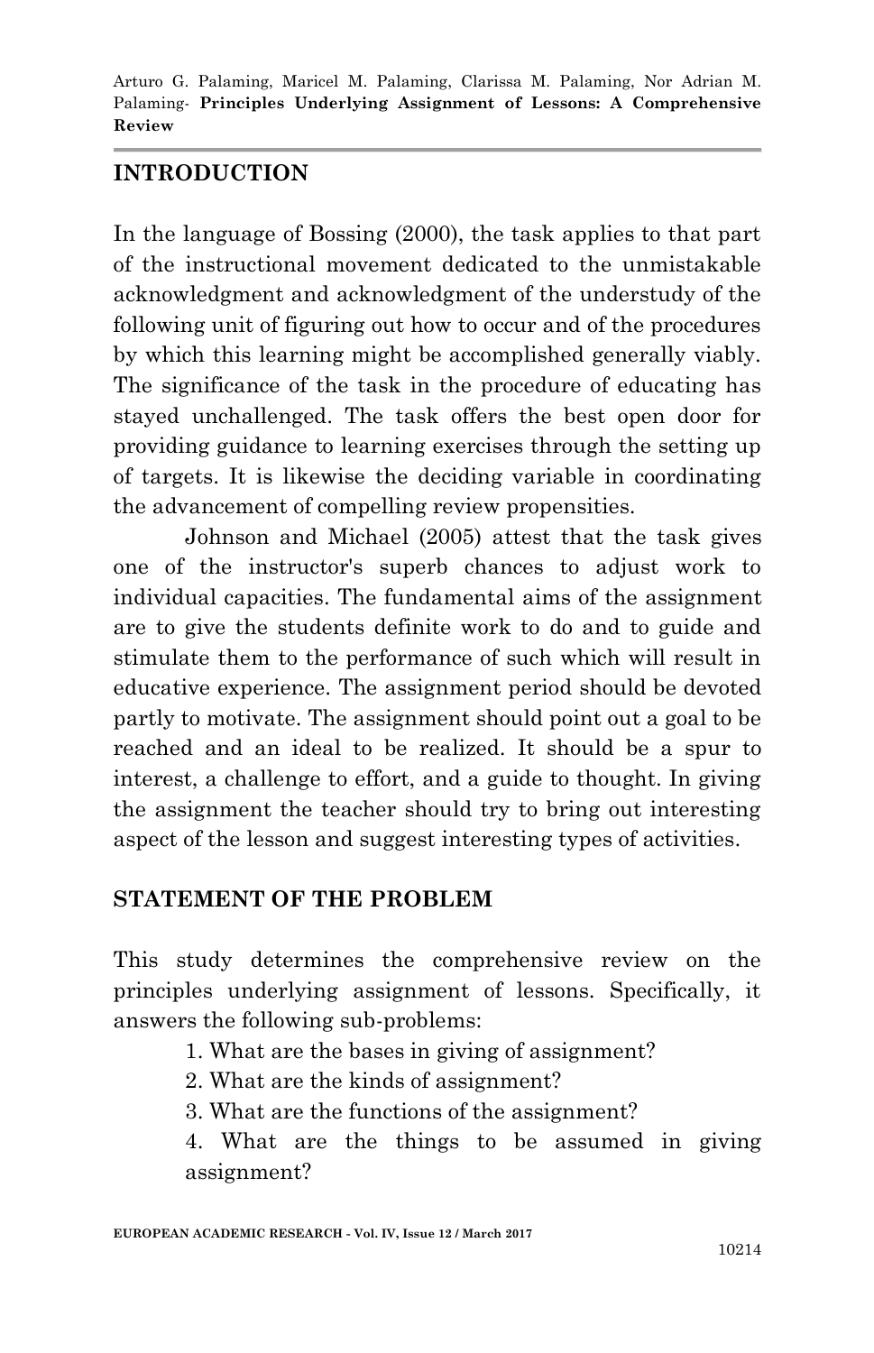## INTRODUCTION

In the language of Bossing (2000), the task applies to that part of the instructional movement dedicated to the unmistakable acknowledgment and acknowledgment of the understudy of the following unit of figuring out how to occur and of the procedures by which this learning might be accomplished generally viably. The significance of the task in the procedure of educating has stayed unchallenged. The task offers the best open door for providing guidance to learning exercises through the setting up of targets. It is likewise the deciding variable in coordinating the advancement of compelling review propensities.

Johnson and Michael (2005) attest that the task gives one of the instructor's superb chances to adjust work to individual capacities. The fundamental aims of the assignment are to give the students definite work to do and to guide and stimulate them to the performance of such which will result in educative experience. The assignment period should be devoted partly to motivate. The assignment should point out a goal to be reached and an ideal to be realized. It should be a spur to interest, a challenge to effort, and a guide to thought. In giving the assignment the teacher should try to bring out interesting aspect of the lesson and suggest interesting types of activities.

## STATEMENT OF THE PROBLEM

This study determines the comprehensive review on the principles underlying assignment of lessons. Specifically, it answers the following sub-problems:

1. What are the bases in giving of assignment?
2. What are the kinds of assignment?
3. What are the functions of the assignment?
4. What are the things to be assumed in giving assignment?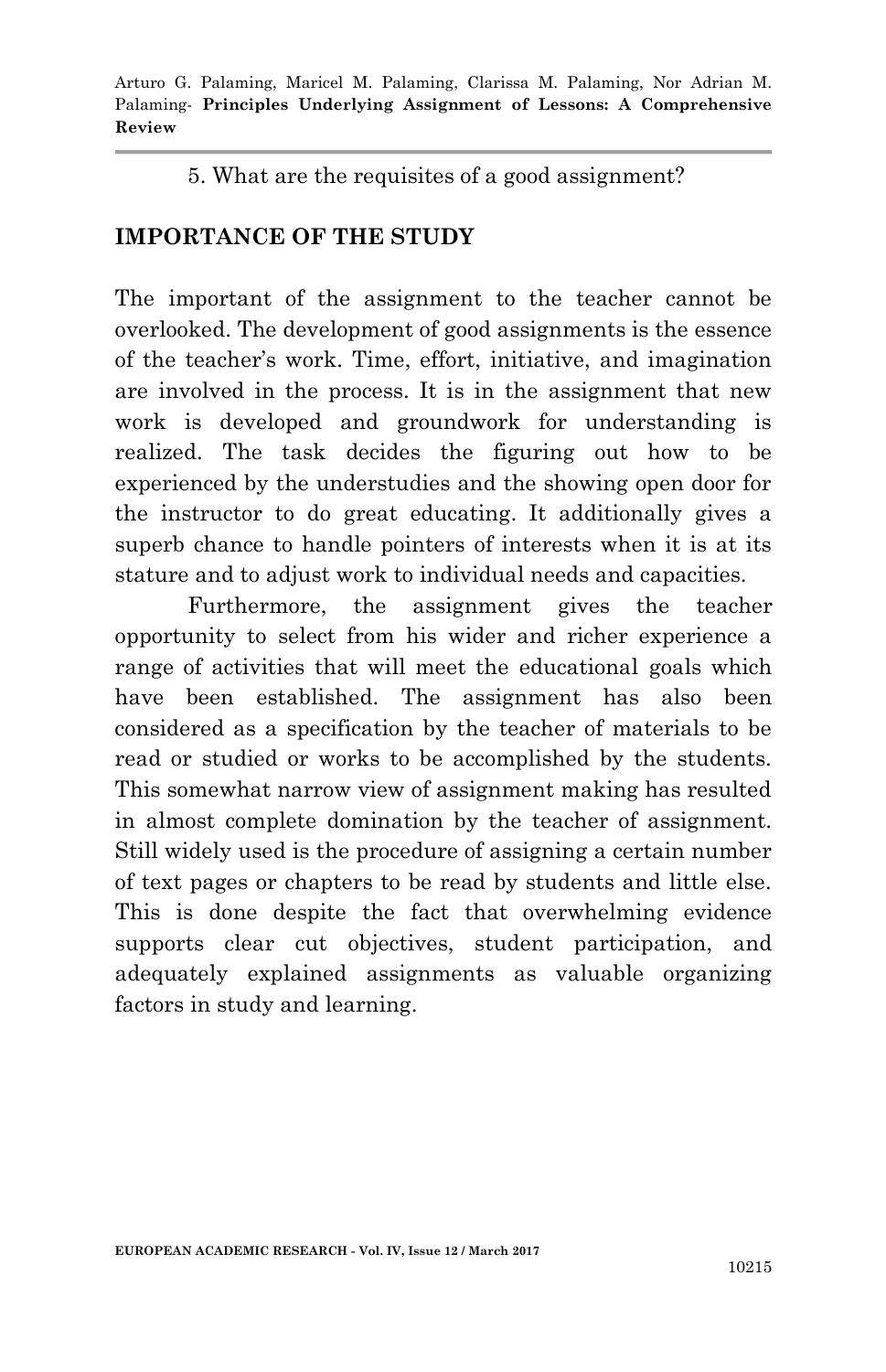5. What are the requisites of a good assignment?

## IMPORTANCE OF THE STUDY

The important of the assignment to the teacher cannot be overlooked. The development of good assignments is the essence of the teacher's work. Time, effort, initiative, and imagination are involved in the process. It is in the assignment that new work is developed and groundwork for understanding is realized. The task decides the figuring out how to be experienced by the understudies and the showing open door for the instructor to do great educating. It additionally gives a superb chance to handle pointers of interests when it is at its stature and to adjust work to individual needs and capacities.

Furthermore, the assignment gives the teacher opportunity to select from his wider and richer experience a range of activities that will meet the educational goals which have been established. The assignment has also been considered as a specification by the teacher of materials to be read or studied or works to be accomplished by the students. This somewhat narrow view of assignment making has resulted in almost complete domination by the teacher of assignment. Still widely used is the procedure of assigning a certain number of text pages or chapters to be read by students and little else. This is done despite the fact that overwhelming evidence supports clear cut objectives, student participation, and adequately explained assignments as valuable organizing factors in study and learning.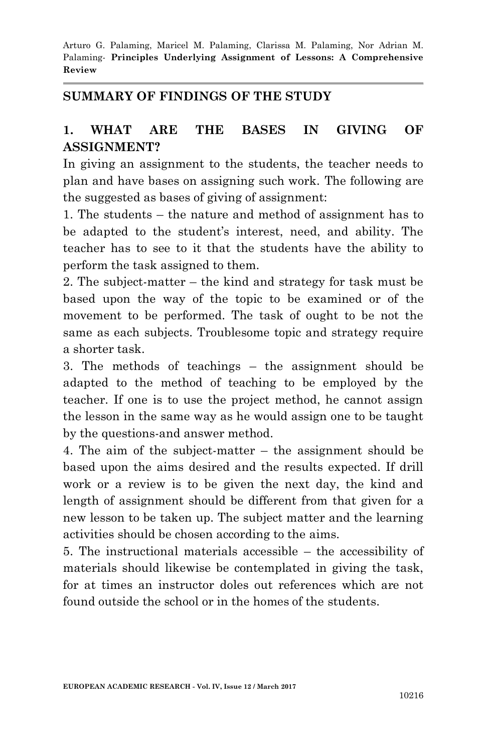## SUMMARY OF FINDINGS OF THE STUDY

### 1. WHAT ARE THE BASES IN GIVING OF ASSIGNMENT?

In giving an assignment to the students, the teacher needs to plan and have bases on assigning such work. The following are the suggested as bases of giving of assignment:

1. The students – the nature and method of assignment has to be adapted to the student's interest, need, and ability. The teacher has to see to it that the students have the ability to perform the task assigned to them.
2. The subject-matter – the kind and strategy for task must be based upon the way of the topic to be examined or of the movement to be performed. The task of ought to be not the same as each subjects. Troublesome topic and strategy require a shorter task.
3. The methods of teachings – the assignment should be adapted to the method of teaching to be employed by the teacher. If one is to use the project method, he cannot assign the lesson in the same way as he would assign one to be taught by the questions-and answer method.
4. The aim of the subject-matter – the assignment should be based upon the aims desired and the results expected. If drill work or a review is to be given the next day, the kind and length of assignment should be different from that given for a new lesson to be taken up. The subject matter and the learning activities should be chosen according to the aims.
5. The instructional materials accessible – the accessibility of materials should likewise be contemplated in giving the task, for at times an instructor doles out references which are not found outside the school or in the homes of the students.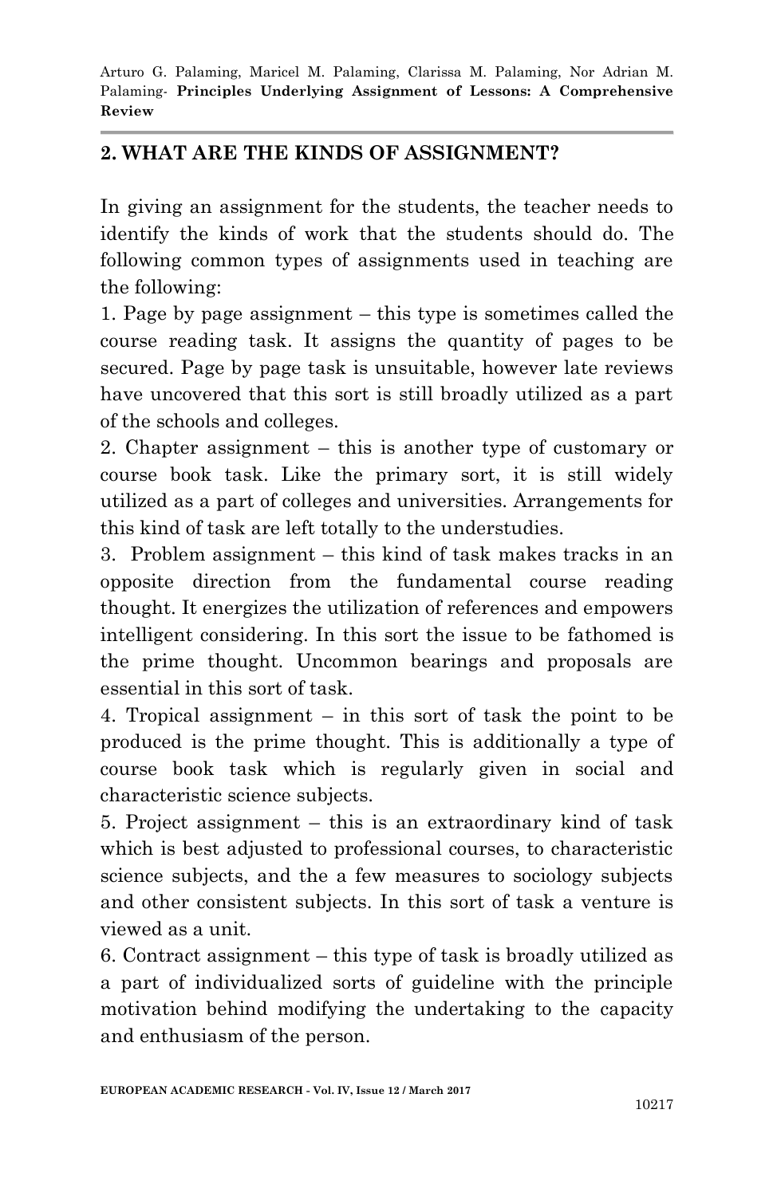## 2. WHAT ARE THE KINDS OF ASSIGNMENT?

In giving an assignment for the students, the teacher needs to identify the kinds of work that the students should do. The following common types of assignments used in teaching are the following:

1. Page by page assignment – this type is sometimes called the course reading task. It assigns the quantity of pages to be secured. Page by page task is unsuitable, however late reviews have uncovered that this sort is still broadly utilized as a part of the schools and colleges.
2. Chapter assignment – this is another type of customary or course book task. Like the primary sort, it is still widely utilized as a part of colleges and universities. Arrangements for this kind of task are left totally to the understudies.
3. Problem assignment – this kind of task makes tracks in an opposite direction from the fundamental course reading thought. It energizes the utilization of references and empowers intelligent considering. In this sort the issue to be fathomed is the prime thought. Uncommon bearings and proposals are essential in this sort of task.
4. Tropical assignment – in this sort of task the point to be produced is the prime thought. This is additionally a type of course book task which is regularly given in social and characteristic science subjects.
5. Project assignment – this is an extraordinary kind of task which is best adjusted to professional courses, to characteristic science subjects, and the a few measures to sociology subjects and other consistent subjects. In this sort of task a venture is viewed as a unit.
6. Contract assignment – this type of task is broadly utilized as a part of individualized sorts of guideline with the principle motivation behind modifying the undertaking to the capacity and enthusiasm of the person.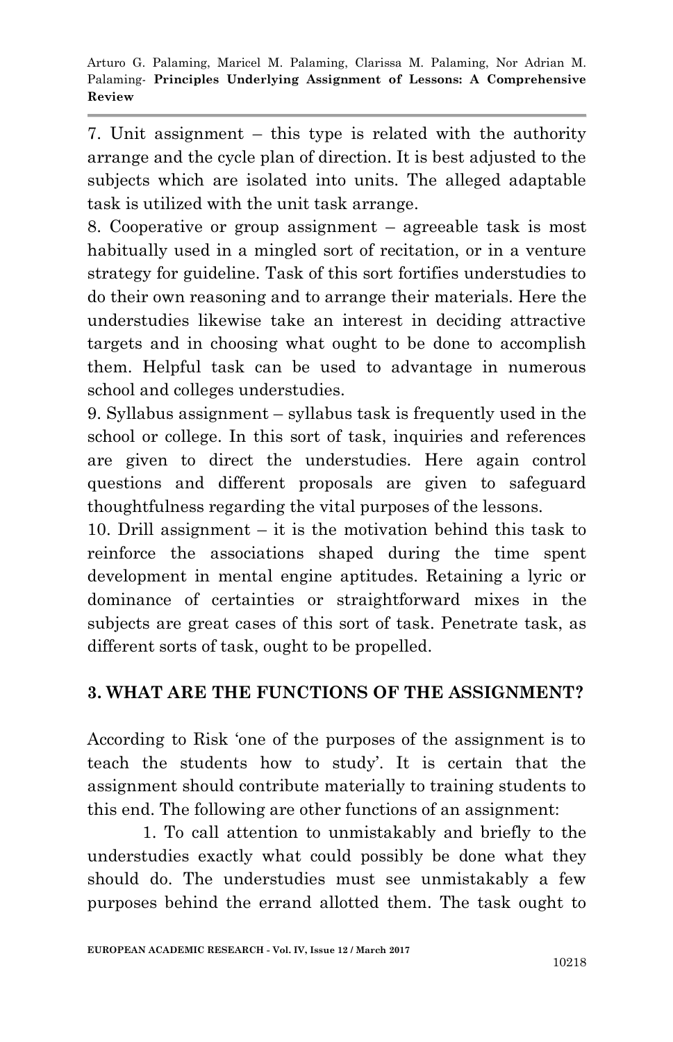7. Unit assignment – this type is related with the authority arrange and the cycle plan of direction. It is best adjusted to the subjects which are isolated into units. The alleged adaptable task is utilized with the unit task arrange.

8. Cooperative or group assignment – agreeable task is most habitually used in a mingled sort of recitation, or in a venture strategy for guideline. Task of this sort fortifies understudies to do their own reasoning and to arrange their materials. Here the understudies likewise take an interest in deciding attractive targets and in choosing what ought to be done to accomplish them. Helpful task can be used to advantage in numerous school and colleges understudies.

9. Syllabus assignment – syllabus task is frequently used in the school or college. In this sort of task, inquiries and references are given to direct the understudies. Here again control questions and different proposals are given to safeguard thoughtfulness regarding the vital purposes of the lessons.

10. Drill assignment – it is the motivation behind this task to reinforce the associations shaped during the time spent development in mental engine aptitudes. Retaining a lyric or dominance of certainties or straightforward mixes in the subjects are great cases of this sort of task. Penetrate task, as different sorts of task, ought to be propelled.

## 3. WHAT ARE THE FUNCTIONS OF THE ASSIGNMENT?

According to Risk 'one of the purposes of the assignment is to teach the students how to study'. It is certain that the assignment should contribute materially to training students to this end. The following are other functions of an assignment:

1. To call attention to unmistakably and briefly to the understudies exactly what could possibly be done what they should do. The understudies must see unmistakably a few purposes behind the errand allotted them. The task ought to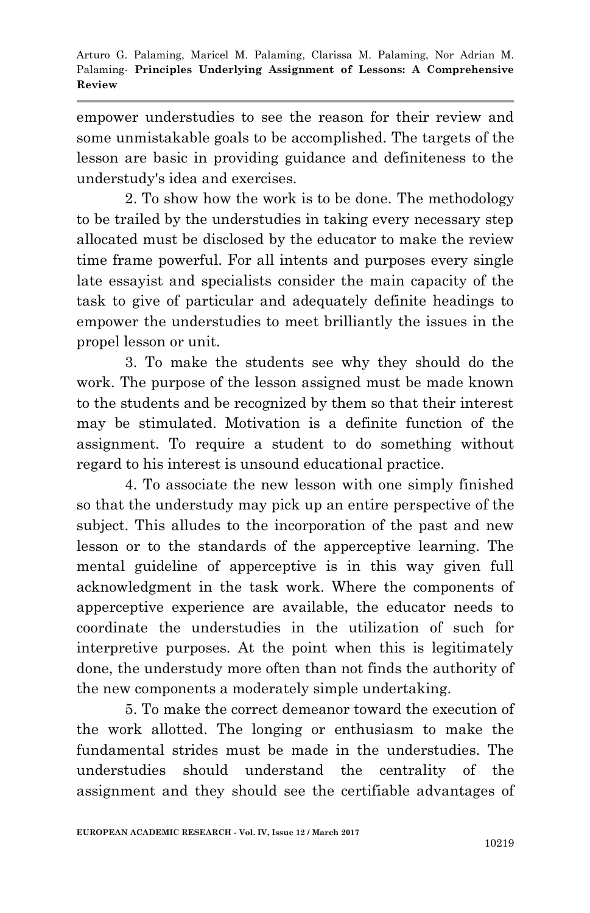empower understudies to see the reason for their review and some unmistakable goals to be accomplished. The targets of the lesson are basic in providing guidance and definiteness to the understudy's idea and exercises.

2. To show how the work is to be done. The methodology to be trailed by the understudies in taking every necessary step allocated must be disclosed by the educator to make the review time frame powerful. For all intents and purposes every single late essayist and specialists consider the main capacity of the task to give of particular and adequately definite headings to empower the understudies to meet brilliantly the issues in the propel lesson or unit.

3. To make the students see why they should do the work. The purpose of the lesson assigned must be made known to the students and be recognized by them so that their interest may be stimulated. Motivation is a definite function of the assignment. To require a student to do something without regard to his interest is unsound educational practice.

4. To associate the new lesson with one simply finished so that the understudy may pick up an entire perspective of the subject. This alludes to the incorporation of the past and new lesson or to the standards of the apperceptive learning. The mental guideline of apperceptive is in this way given full acknowledgment in the task work. Where the components of apperceptive experience are available, the educator needs to coordinate the understudies in the utilization of such for interpretive purposes. At the point when this is legitimately done, the understudy more often than not finds the authority of the new components a moderately simple undertaking.

5. To make the correct demeanor toward the execution of the work allotted. The longing or enthusiasm to make the fundamental strides must be made in the understudies. The understudies should understand the centrality of the assignment and they should see the certifiable advantages of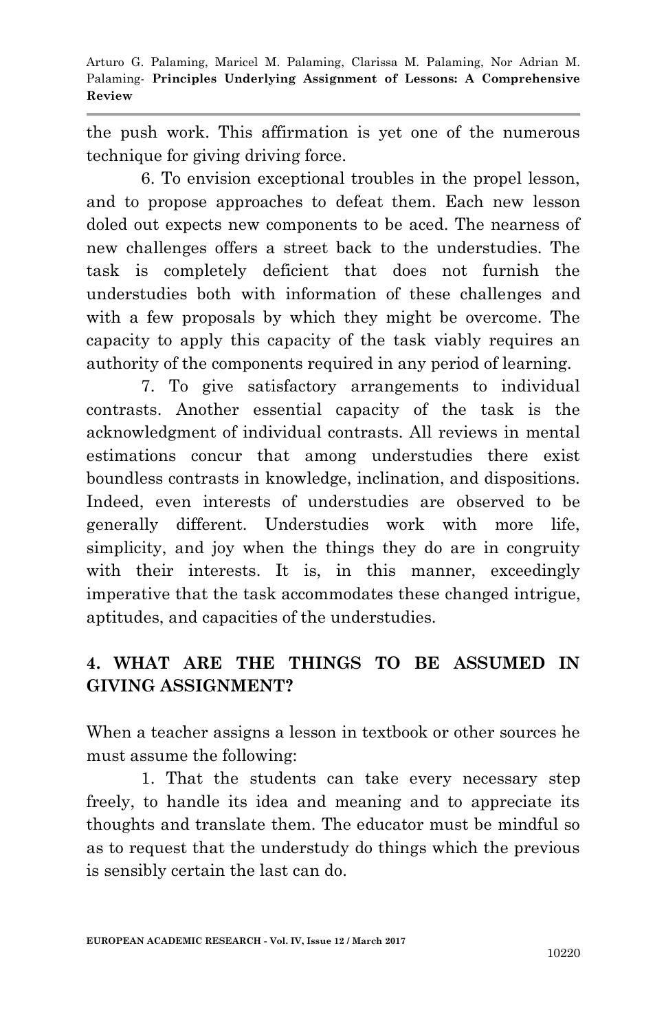the push work. This affirmation is yet one of the numerous technique for giving driving force.

6. To envision exceptional troubles in the propel lesson, and to propose approaches to defeat them. Each new lesson doled out expects new components to be aced. The nearness of new challenges offers a street back to the understudies. The task is completely deficient that does not furnish the understudies both with information of these challenges and with a few proposals by which they might be overcome. The capacity to apply this capacity of the task viably requires an authority of the components required in any period of learning.

7. To give satisfactory arrangements to individual contrasts. Another essential capacity of the task is the acknowledgment of individual contrasts. All reviews in mental estimations concur that among understudies there exist boundless contrasts in knowledge, inclination, and dispositions. Indeed, even interests of understudies are observed to be generally different. Understudies work with more life, simplicity, and joy when the things they do are in congruity with their interests. It is, in this manner, exceedingly imperative that the task accommodates these changed intrigue, aptitudes, and capacities of the understudies.

## 4. WHAT ARE THE THINGS TO BE ASSUMED IN GIVING ASSIGNMENT?

When a teacher assigns a lesson in textbook or other sources he must assume the following:

1. That the students can take every necessary step freely, to handle its idea and meaning and to appreciate its thoughts and translate them. The educator must be mindful so as to request that the understudy do things which the previous is sensibly certain the last can do.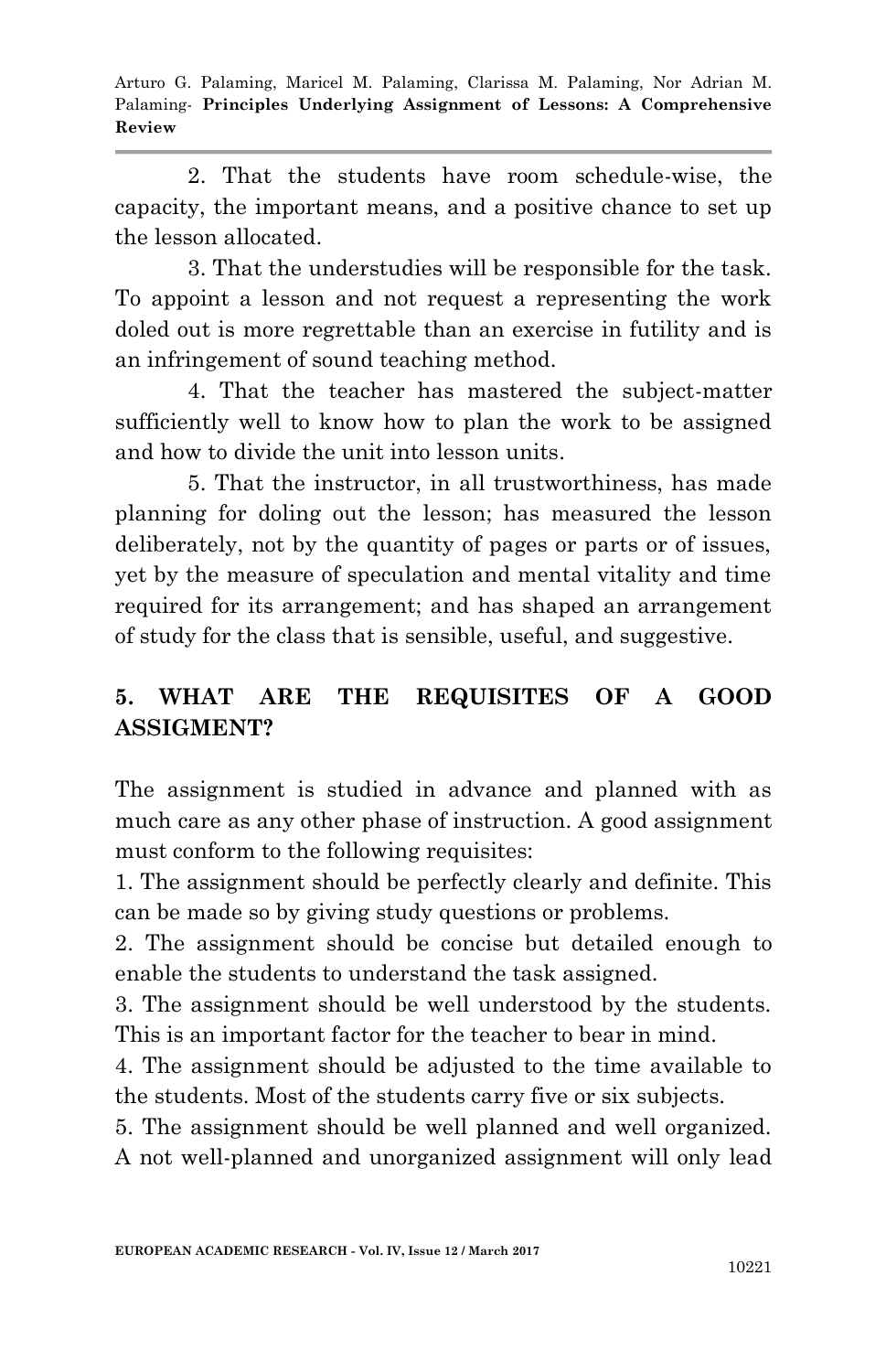2. That the students have room schedule-wise, the capacity, the important means, and a positive chance to set up the lesson allocated.

3. That the understudies will be responsible for the task. To appoint a lesson and not request a representing the work doled out is more regrettable than an exercise in futility and is an infringement of sound teaching method.

4. That the teacher has mastered the subject-matter sufficiently well to know how to plan the work to be assigned and how to divide the unit into lesson units.

5. That the instructor, in all trustworthiness, has made planning for doling out the lesson; has measured the lesson deliberately, not by the quantity of pages or parts or of issues, yet by the measure of speculation and mental vitality and time required for its arrangement; and has shaped an arrangement of study for the class that is sensible, useful, and suggestive.

## 5. WHAT ARE THE REQUISITES OF A GOOD ASSIGMENT?

The assignment is studied in advance and planned with as much care as any other phase of instruction. A good assignment must conform to the following requisites:

1. The assignment should be perfectly clearly and definite. This can be made so by giving study questions or problems.
2. The assignment should be concise but detailed enough to enable the students to understand the task assigned.
3. The assignment should be well understood by the students. This is an important factor for the teacher to bear in mind.
4. The assignment should be adjusted to the time available to the students. Most of the students carry five or six subjects.
5. The assignment should be well planned and well organized. A not well-planned and unorganized assignment will only lead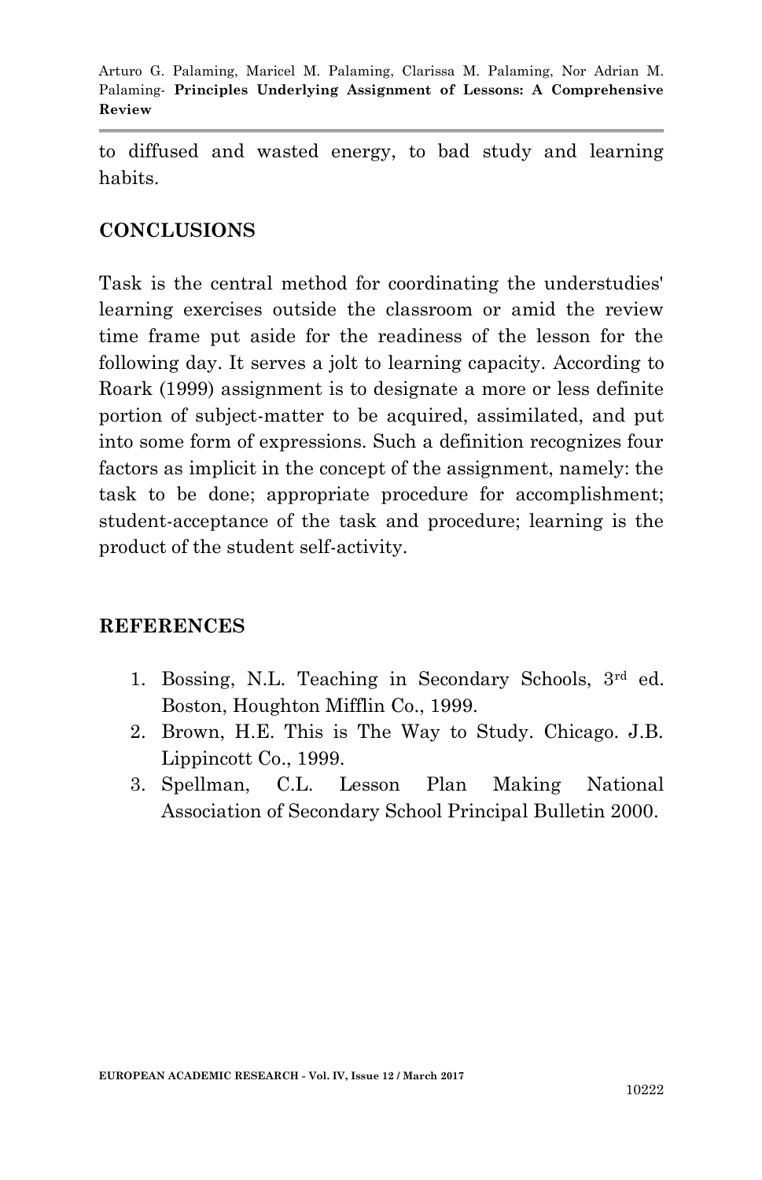to diffused and wasted energy, to bad study and learning habits.

## CONCLUSIONS

Task is the central method for coordinating the understudies' learning exercises outside the classroom or amid the review time frame put aside for the readiness of the lesson for the following day. It serves a jolt to learning capacity. According to Roark (1999) assignment is to designate a more or less definite portion of subject-matter to be acquired, assimilated, and put into some form of expressions. Such a definition recognizes four factors as implicit in the concept of the assignment, namely: the task to be done; appropriate procedure for accomplishment; student-acceptance of the task and procedure; learning is the product of the student self-activity.

## REFERENCES

1. Bossing, N.L. Teaching in Secondary Schools, 3rd ed. Boston, Houghton Mifflin Co., 1999.
2. Brown, H.E. This is The Way to Study. Chicago. J.B. Lippincott Co., 1999.
3. Spellman, C.L. Lesson Plan Making National Association of Secondary School Principal Bulletin 2000.